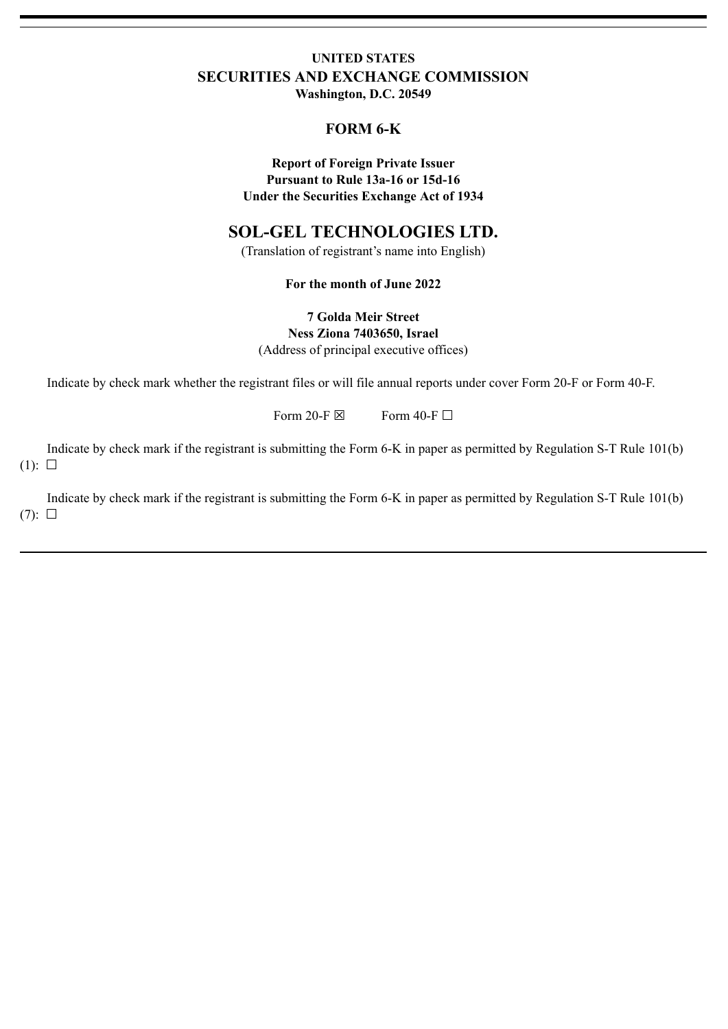**UNITED STATES**
# SECURITIES AND EXCHANGE COMMISSION
**Washington, D.C. 20549**

## FORM 6-K

**Report of Foreign Private Issuer**
**Pursuant to Rule 13a-16 or 15d-16**
**Under the Securities Exchange Act of 1934**

# SOL-GEL TECHNOLOGIES LTD.

(Translation of registrant's name into English)

**For the month of June 2022**

**7 Golda Meir Street**
**Ness Ziona 7403650, Israel**
(Address of principal executive offices)

Indicate by check mark whether the registrant files or will file annual reports under cover Form 20-F or Form 40-F.

Form 20-F ☒ Form 40-F ☐

Indicate by check mark if the registrant is submitting the Form 6-K in paper as permitted by Regulation S-T Rule 101(b)(1): ☐

Indicate by check mark if the registrant is submitting the Form 6-K in paper as permitted by Regulation S-T Rule 101(b)(7): ☐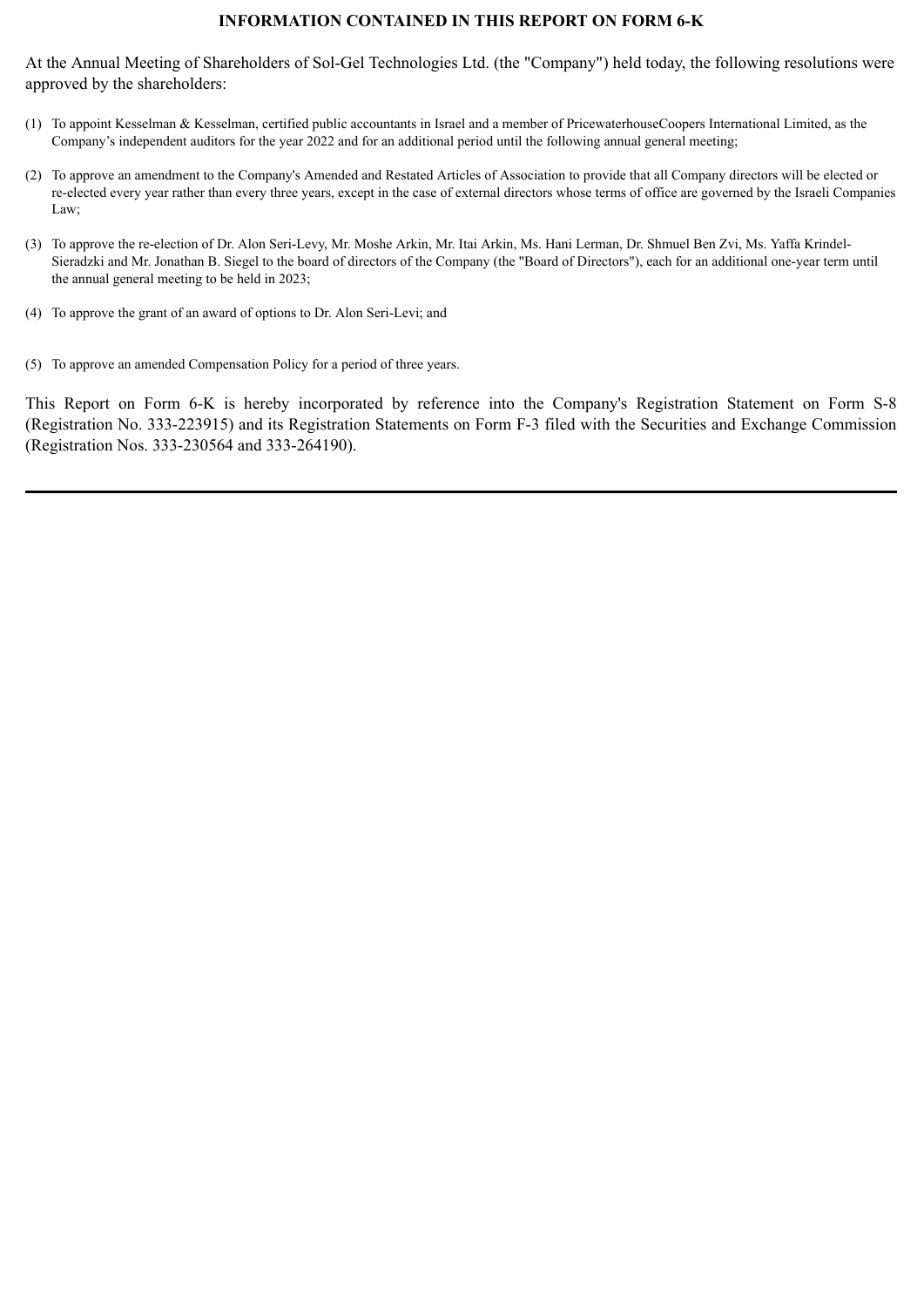**INFORMATION CONTAINED IN THIS REPORT ON FORM 6-K**

At the Annual Meeting of Shareholders of Sol-Gel Technologies Ltd. (the "Company") held today, the following resolutions were approved by the shareholders:

(1) To appoint Kesselman & Kesselman, certified public accountants in Israel and a member of PricewaterhouseCoopers International Limited, as the Company's independent auditors for the year 2022 and for an additional period until the following annual general meeting;

(2) To approve an amendment to the Company's Amended and Restated Articles of Association to provide that all Company directors will be elected or re-elected every year rather than every three years, except in the case of external directors whose terms of office are governed by the Israeli Companies Law;

(3) To approve the re-election of Dr. Alon Seri-Levy, Mr. Moshe Arkin, Mr. Itai Arkin, Ms. Hani Lerman, Dr. Shmuel Ben Zvi, Ms. Yaffa Krindel-Sieradzki and Mr. Jonathan B. Siegel to the board of directors of the Company (the "Board of Directors"), each for an additional one-year term until the annual general meeting to be held in 2023;

(4) To approve the grant of an award of options to Dr. Alon Seri-Levi; and

(5) To approve an amended Compensation Policy for a period of three years.

This Report on Form 6-K is hereby incorporated by reference into the Company's Registration Statement on Form S-8 (Registration No. 333-223915) and its Registration Statements on Form F-3 filed with the Securities and Exchange Commission (Registration Nos. 333-230564 and 333-264190).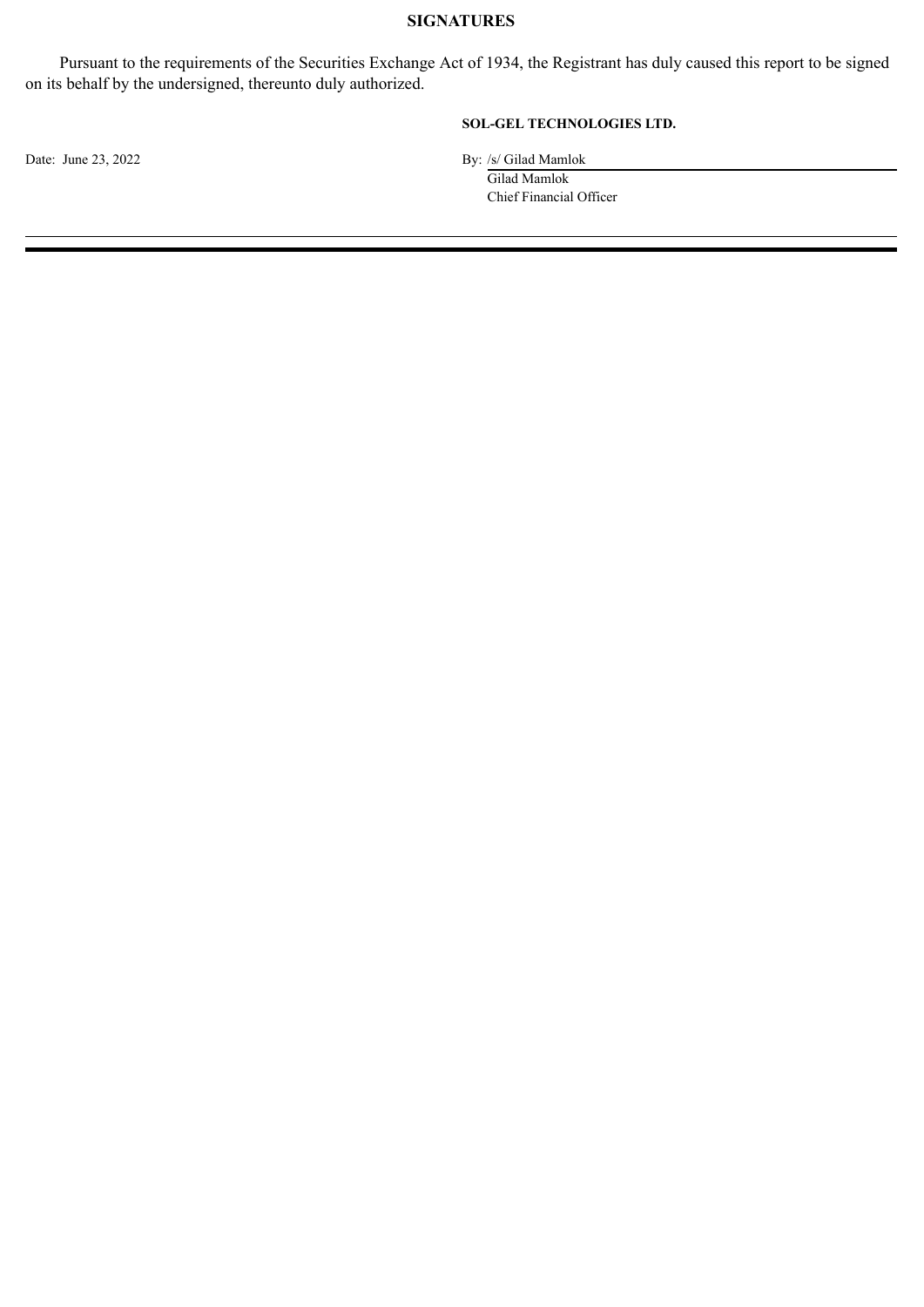**SIGNATURES**

Pursuant to the requirements of the Securities Exchange Act of 1934, the Registrant has duly caused this report to be signed on its behalf by the undersigned, thereunto duly authorized.

**SOL-GEL TECHNOLOGIES LTD.**

Date: June 23, 2022

By: /s/ Gilad Mamlok
Gilad Mamlok
Chief Financial Officer